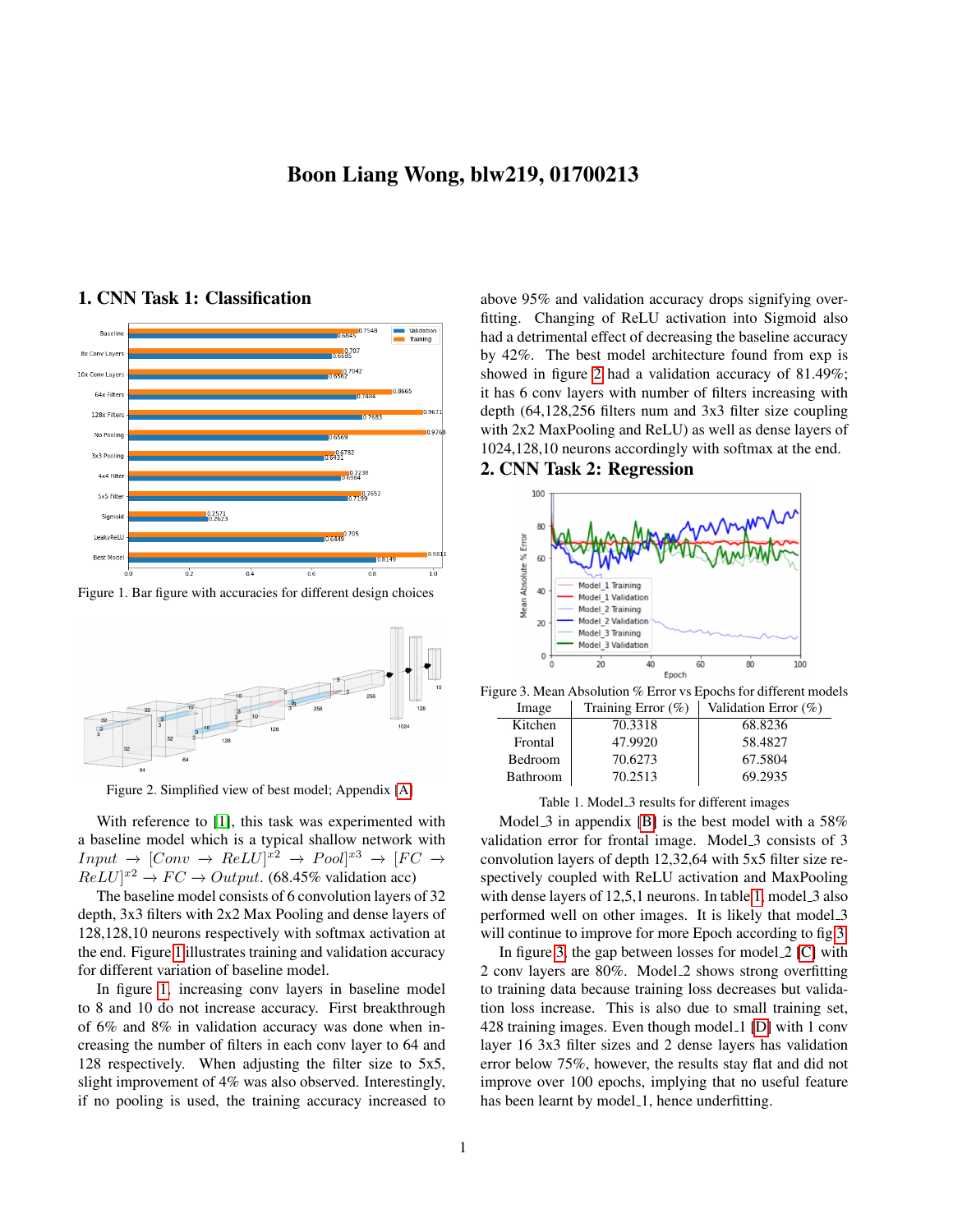# Boon Liang Wong, blw219, 01700213

## 1. CNN Task 1: Classification

Baseline
8x Conv Layers
10x Conv Layers
64x Filters
128x Filters
No Pooling
3x3 Pooling
4x4 Filter
5x5 Filter
Sigmoid
LeakyReLU
Best Model

Validation
Training

0.7548
0.6845
0.707
0.6685
0.7042
0.6562
0.8665
0.7484
0.9671
0.7683
0.9768
0.6569
0.6782
0.6431
0.7238
0.6984
0.7652
0.7199
0.2571
0.2623
0.705
0.6449
0.9811
0.8149

0.0 0.2 0.4 0.6 0.8 1.0

Figure 1. Bar figure with accuracies for different design choices

32 3 3 32 32 10 3 3 32 64 10 3 3 128 10 3 3 128 9 3 3 256 9 3 3 256 1024 128 10

Figure 2. Simplified view of best model; Appendix [A]

With reference to [1], this task was experimented with a baseline model which is a typical shallow network with $Input \rightarrow [Conv \rightarrow ReLU]^{x2} \rightarrow Pool]^{x3} \rightarrow [FC \rightarrow ReLU]^{x2} \rightarrow FC \rightarrow Output$. (68.45% validation acc)

The baseline model consists of 6 convolution layers of 32 depth, 3x3 filters with 2x2 Max Pooling and dense layers of 128,128,10 neurons respectively with softmax activation at the end. Figure 1 illustrates training and validation accuracy for different variation of baseline model.

In figure 1, increasing conv layers in baseline model to 8 and 10 do not increase accuracy. First breakthrough of 6% and 8% in validation accuracy was done when increasing the number of filters in each conv layer to 64 and 128 respectively. When adjusting the filter size to 5x5, slight improvement of 4% was also observed. Interestingly, if no pooling is used, the training accuracy increased to above 95% and validation accuracy drops signifying overfitting. Changing of ReLU activation into Sigmoid also had a detrimental effect of decreasing the baseline accuracy by 42%. The best model architecture found from exp is showed in figure 2 had a validation accuracy of 81.49%; it has 6 conv layers with number of filters increasing with depth (64,128,256 filters num and 3x3 filter size coupling with 2x2 MaxPooling and ReLU) as well as dense layers of 1024,128,10 neurons accordingly with softmax at the end.

## 2. CNN Task 2: Regression

Mean Absolute % Error
Epoch
0 20 40 60 80 100
Model_1 Training
Model_1 Validation
Model_2 Training
Model_2 Validation
Model_3 Training
Model_3 Validation

Figure 3. Mean Absolute % Error vs Epochs for different models

| Image | Training Error (%) | Validation Error (%) |
|---|---|---|
| Kitchen | 70.3318 | 68.8236 |
| Frontal | 47.9920 | 58.4827 |
| Bedroom | 70.6273 | 67.5804 |
| Bathroom | 70.2513 | 69.2935 |

Table 1. Model_3 results for different images

Model_3 in appendix [B] is the best model with a 58% validation error for frontal image. Model_3 consists of 3 convolution layers of depth 12,32,64 with 5x5 filter size respectively coupled with ReLU activation and MaxPooling with dense layers of 12,5,1 neurons. In table 1, model_3 also performed well on other images. It is likely that model_3 will continue to improve for more Epoch according to fig 3.

In figure 3, the gap between losses for model_2 [C] with 2 conv layers are 80%. Model_2 shows strong overfitting to training data because training loss decreases but validation loss increase. This is also due to small training set, 428 training images. Even though model_1 [D] with 1 conv layer 16 3x3 filter sizes and 2 dense layers has validation error below 75%, however, the results stay flat and did not improve over 100 epochs, implying that no useful feature has been learnt by model_1, hence underfitting.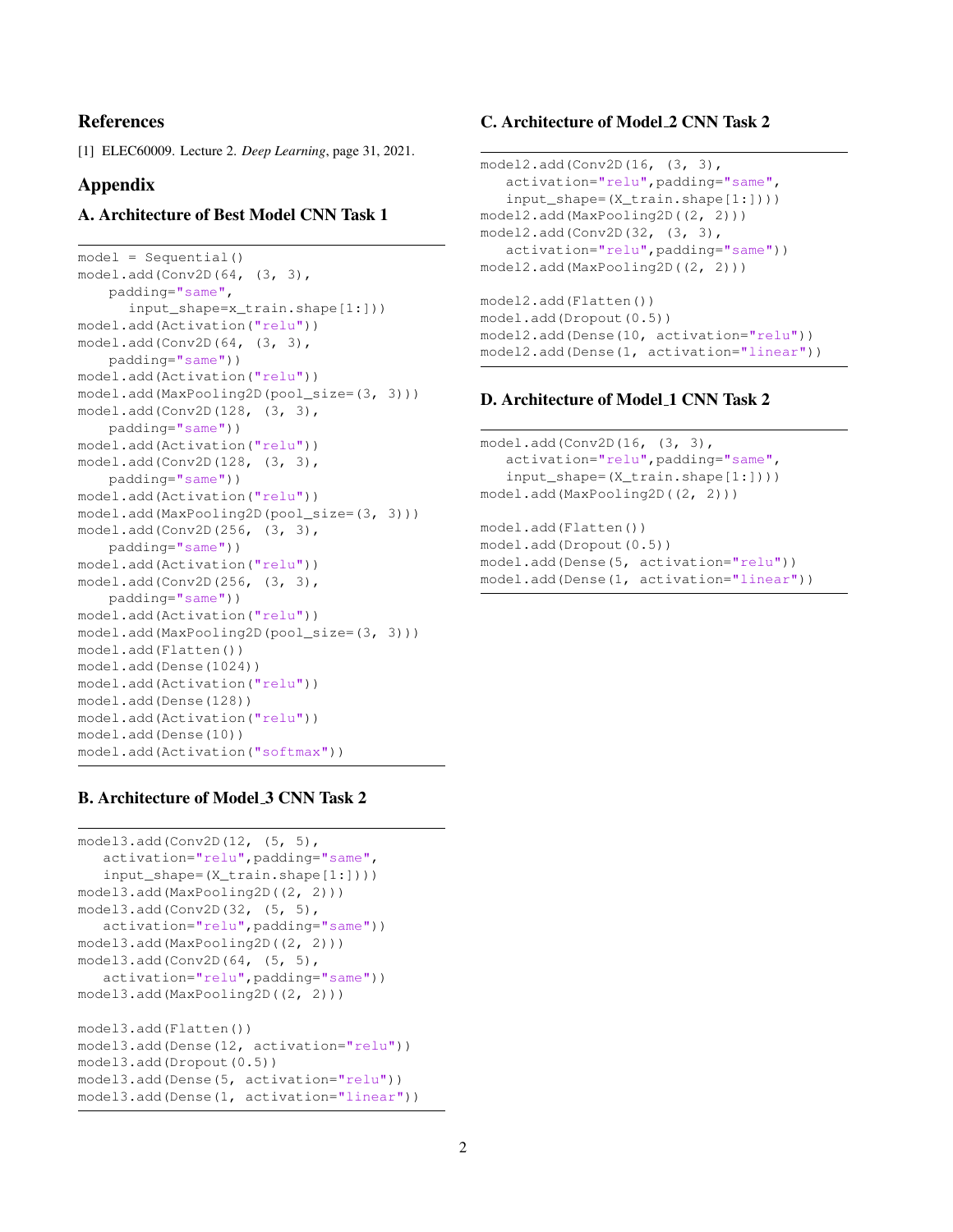## References

[1] ELEC60009. Lecture 2. *Deep Learning*, page 31, 2021.

## Appendix

### A. Architecture of Best Model CNN Task 1

```
model = Sequential()
model.add(Conv2D(64, (3, 3),
    padding="same",
      input_shape=x_train.shape[1:]))
model.add(Activation("relu"))
model.add(Conv2D(64, (3, 3),
    padding="same"))
model.add(Activation("relu"))
model.add(MaxPooling2D(pool_size=(3, 3)))
model.add(Conv2D(128, (3, 3),
    padding="same"))
model.add(Activation("relu"))
model.add(Conv2D(128, (3, 3),
    padding="same"))
model.add(Activation("relu"))
model.add(MaxPooling2D(pool_size=(3, 3)))
model.add(Conv2D(256, (3, 3),
    padding="same"))
model.add(Activation("relu"))
model.add(Conv2D(256, (3, 3),
    padding="same"))
model.add(Activation("relu"))
model.add(MaxPooling2D(pool_size=(3, 3)))
model.add(Flatten())
model.add(Dense(1024))
model.add(Activation("relu"))
model.add(Dense(128))
model.add(Activation("relu"))
model.add(Dense(10))
model.add(Activation("softmax"))
```

### B. Architecture of Model_3 CNN Task 2

```
model3.add(Conv2D(12, (5, 5),
   activation="relu",padding="same",
   input_shape=(X_train.shape[1:])))
model3.add(MaxPooling2D((2, 2)))
model3.add(Conv2D(32, (5, 5),
   activation="relu",padding="same"))
model3.add(MaxPooling2D((2, 2)))
model3.add(Conv2D(64, (5, 5),
   activation="relu",padding="same"))
model3.add(MaxPooling2D((2, 2)))

model3.add(Flatten())
model3.add(Dense(12, activation="relu"))
model3.add(Dropout(0.5))
model3.add(Dense(5, activation="relu"))
model3.add(Dense(1, activation="linear"))
```

### C. Architecture of Model_2 CNN Task 2

```
model2.add(Conv2D(16, (3, 3),
   activation="relu",padding="same",
   input_shape=(X_train.shape[1:])))
model2.add(MaxPooling2D((2, 2)))
model2.add(Conv2D(32, (3, 3),
   activation="relu",padding="same"))
model2.add(MaxPooling2D((2, 2)))

model2.add(Flatten())
model.add(Dropout(0.5))
model2.add(Dense(10, activation="relu"))
model2.add(Dense(1, activation="linear"))
```

### D. Architecture of Model_1 CNN Task 2

```
model.add(Conv2D(16, (3, 3),
   activation="relu",padding="same",
   input_shape=(X_train.shape[1:])))
model.add(MaxPooling2D((2, 2)))

model.add(Flatten())
model.add(Dropout(0.5))
model.add(Dense(5, activation="relu"))
model.add(Dense(1, activation="linear"))
```